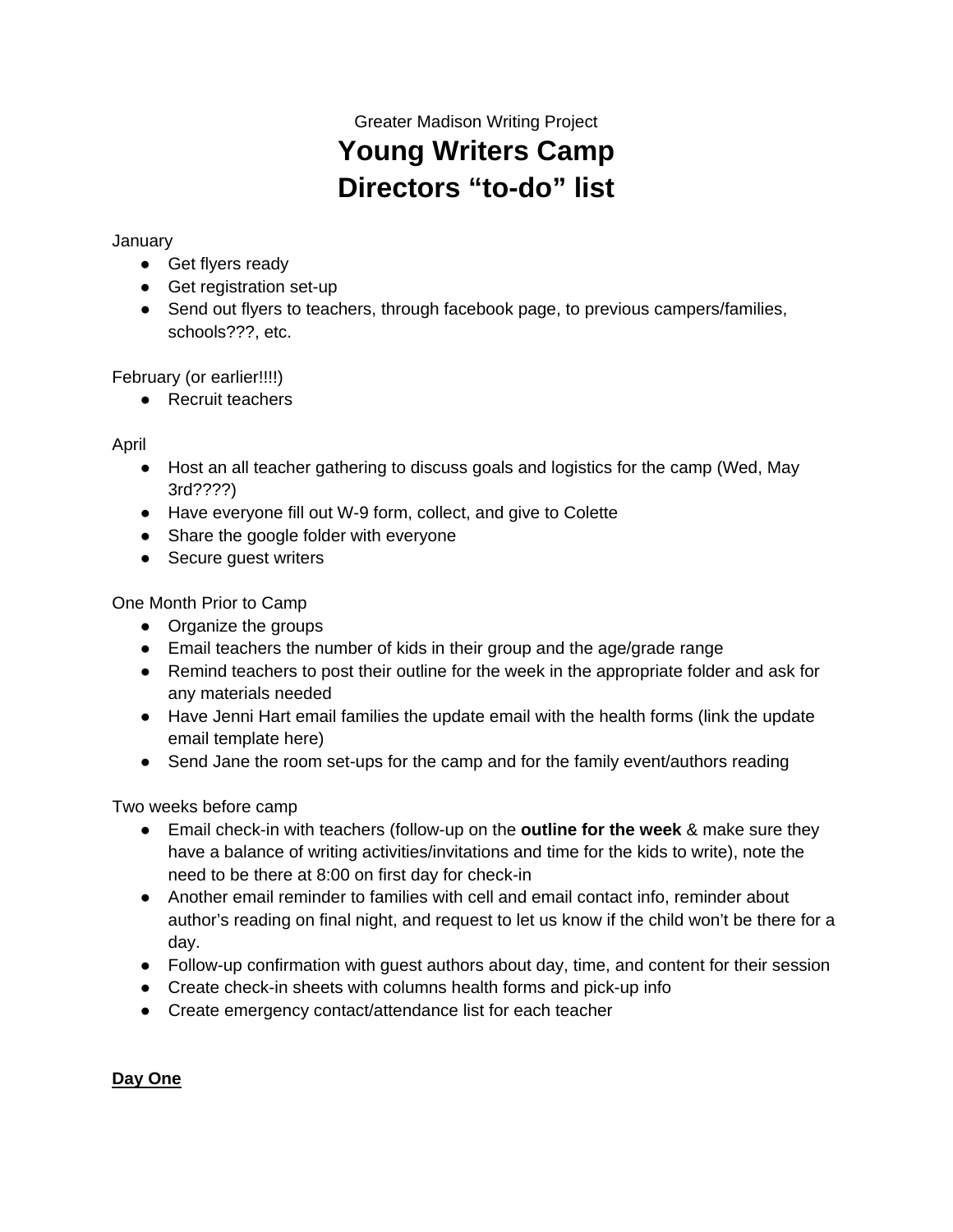Greater Madison Writing Project

# Young Writers Camp
# Directors "to-do" list

January

- Get flyers ready
- Get registration set-up
- Send out flyers to teachers, through facebook page, to previous campers/families, schools???, etc.

February (or earlier!!!!)

- Recruit teachers

April

- Host an all teacher gathering to discuss goals and logistics for the camp (Wed, May 3rd????)
- Have everyone fill out W-9 form, collect, and give to Colette
- Share the google folder with everyone
- Secure guest writers

One Month Prior to Camp

- Organize the groups
- Email teachers the number of kids in their group and the age/grade range
- Remind teachers to post their outline for the week in the appropriate folder and ask for any materials needed
- Have Jenni Hart email families the update email with the health forms (link the update email template here)
- Send Jane the room set-ups for the camp and for the family event/authors reading

Two weeks before camp

- Email check-in with teachers (follow-up on the **outline for the week** & make sure they have a balance of writing activities/invitations and time for the kids to write), note the need to be there at 8:00 on first day for check-in
- Another email reminder to families with cell and email contact info, reminder about author's reading on final night, and request to let us know if the child won't be there for a day.
- Follow-up confirmation with guest authors about day, time, and content for their session
- Create check-in sheets with columns health forms and pick-up info
- Create emergency contact/attendance list for each teacher

**<u>Day One</u>**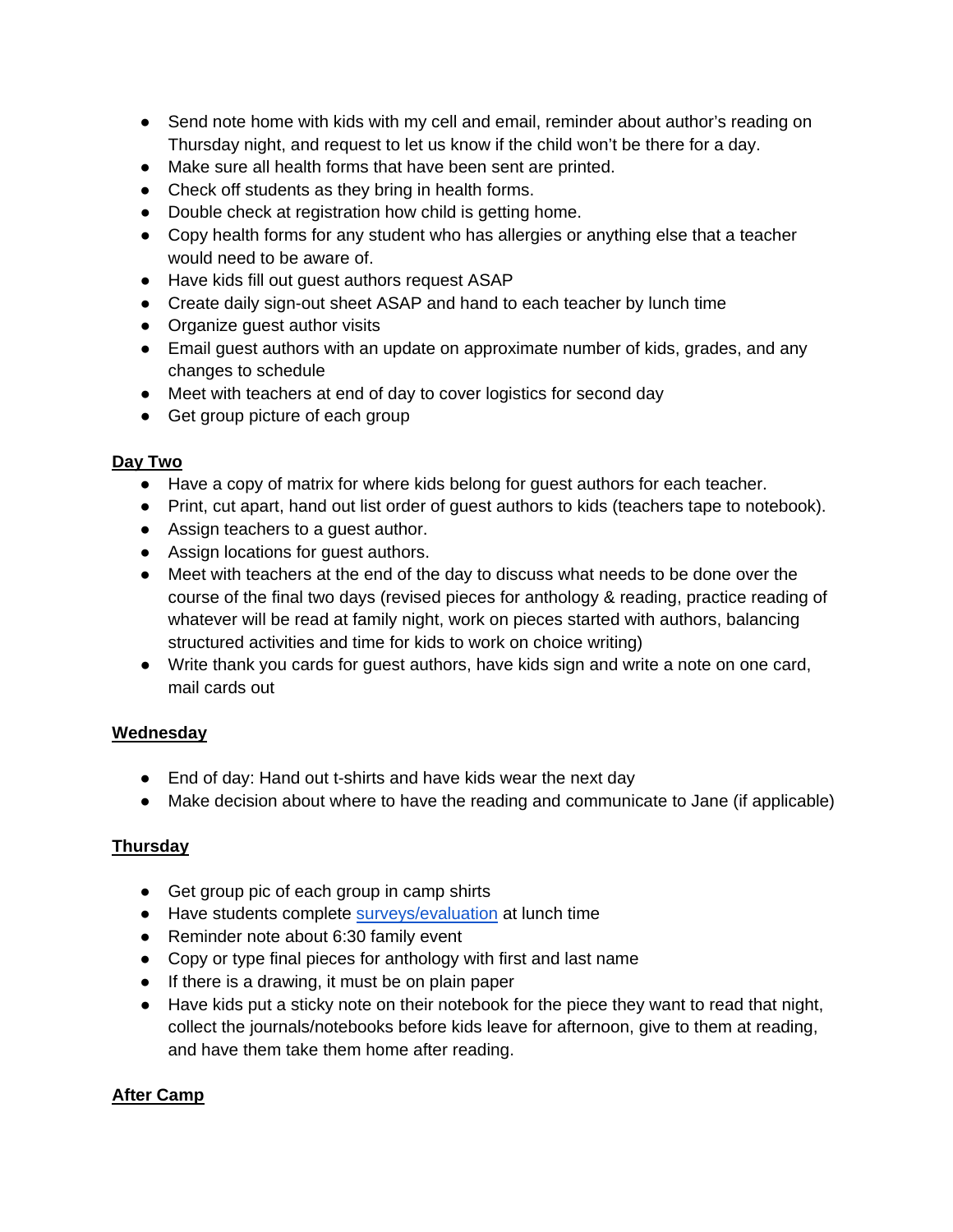- Send note home with kids with my cell and email, reminder about author's reading on Thursday night, and request to let us know if the child won't be there for a day.
- Make sure all health forms that have been sent are printed.
- Check off students as they bring in health forms.
- Double check at registration how child is getting home.
- Copy health forms for any student who has allergies or anything else that a teacher would need to be aware of.
- Have kids fill out guest authors request ASAP
- Create daily sign-out sheet ASAP and hand to each teacher by lunch time
- Organize guest author visits
- Email guest authors with an update on approximate number of kids, grades, and any changes to schedule
- Meet with teachers at end of day to cover logistics for second day
- Get group picture of each group

**Day Two**

- Have a copy of matrix for where kids belong for guest authors for each teacher.
- Print, cut apart, hand out list order of guest authors to kids (teachers tape to notebook).
- Assign teachers to a guest author.
- Assign locations for guest authors.
- Meet with teachers at the end of the day to discuss what needs to be done over the course of the final two days (revised pieces for anthology & reading, practice reading of whatever will be read at family night, work on pieces started with authors, balancing structured activities and time for kids to work on choice writing)
- Write thank you cards for guest authors, have kids sign and write a note on one card, mail cards out

**Wednesday**

- End of day: Hand out t-shirts and have kids wear the next day
- Make decision about where to have the reading and communicate to Jane (if applicable)

**Thursday**

- Get group pic of each group in camp shirts
- Have students complete surveys/evaluation at lunch time
- Reminder note about 6:30 family event
- Copy or type final pieces for anthology with first and last name
- If there is a drawing, it must be on plain paper
- Have kids put a sticky note on their notebook for the piece they want to read that night, collect the journals/notebooks before kids leave for afternoon, give to them at reading, and have them take them home after reading.

**After Camp**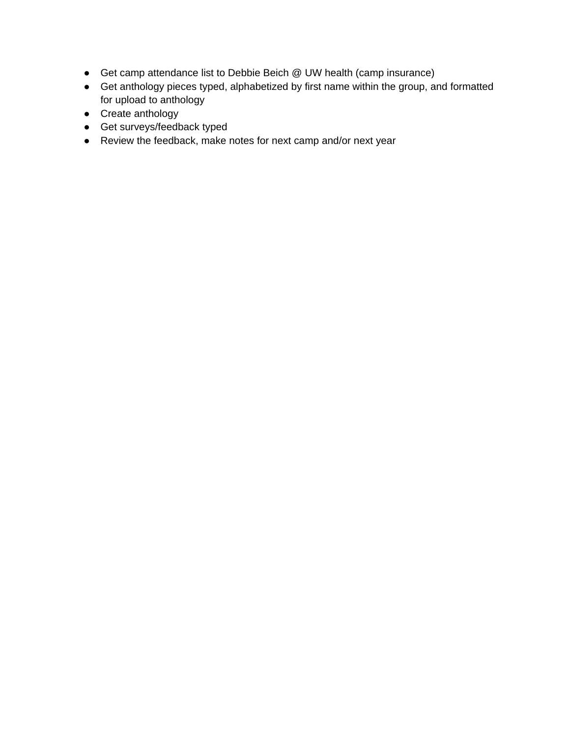- Get camp attendance list to Debbie Beich @ UW health (camp insurance)
- Get anthology pieces typed, alphabetized by first name within the group, and formatted for upload to anthology
- Create anthology
- Get surveys/feedback typed
- Review the feedback, make notes for next camp and/or next year